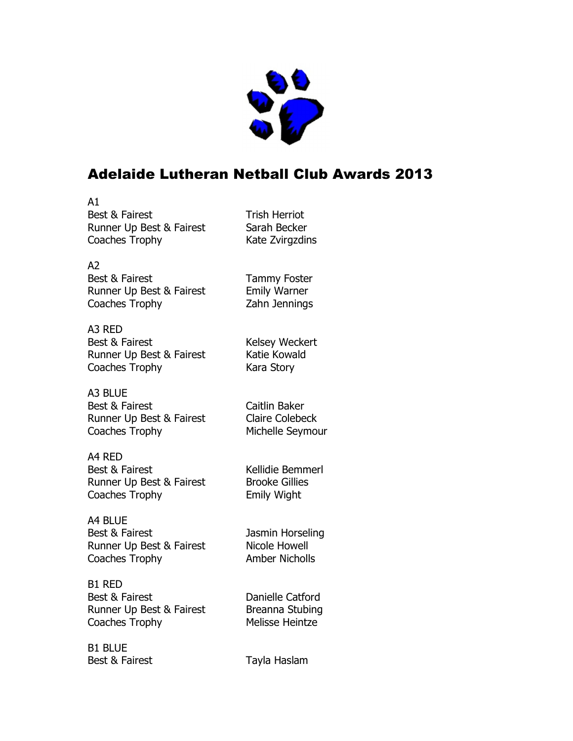# Adelaide Lutheran Netball Club Awards 2013

A1

| | |
|---|---|
| Best & Fairest | Trish Herriot |
| Runner Up Best & Fairest | Sarah Becker |
| Coaches Trophy | Kate Zvirgzdins |

A2

| | |
|---|---|
| Best & Fairest | Tammy Foster |
| Runner Up Best & Fairest | Emily Warner |
| Coaches Trophy | Zahn Jennings |

A3 RED

| | |
|---|---|
| Best & Fairest | Kelsey Weckert |
| Runner Up Best & Fairest | Katie Kowald |
| Coaches Trophy | Kara Story |

A3 BLUE

| | |
|---|---|
| Best & Fairest | Caitlin Baker |
| Runner Up Best & Fairest | Claire Colebeck |
| Coaches Trophy | Michelle Seymour |

A4 RED

| | |
|---|---|
| Best & Fairest | Kellidie Bemmerl |
| Runner Up Best & Fairest | Brooke Gillies |
| Coaches Trophy | Emily Wight |

A4 BLUE

| | |
|---|---|
| Best & Fairest | Jasmin Horseling |
| Runner Up Best & Fairest | Nicole Howell |
| Coaches Trophy | Amber Nicholls |

B1 RED

| | |
|---|---|
| Best & Fairest | Danielle Catford |
| Runner Up Best & Fairest | Breanna Stubing |
| Coaches Trophy | Melisse Heintze |

B1 BLUE

| | |
|---|---|
| Best & Fairest | Tayla Haslam |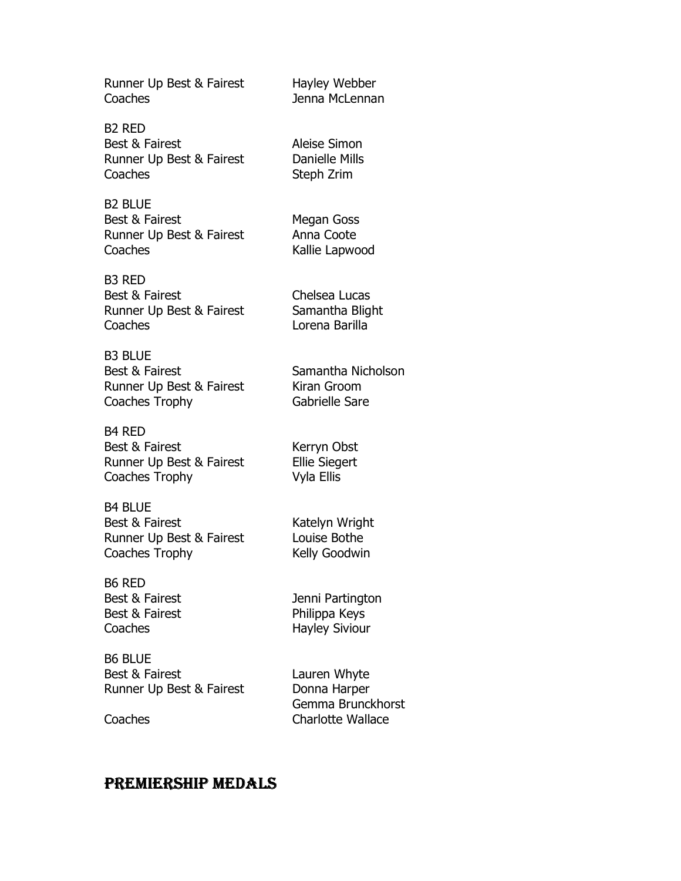Runner Up Best & Fairest — Hayley Webber
Coaches — Jenna McLennan

B2 RED
Best & Fairest — Aleise Simon
Runner Up Best & Fairest — Danielle Mills
Coaches — Steph Zrim

B2 BLUE
Best & Fairest — Megan Goss
Runner Up Best & Fairest — Anna Coote
Coaches — Kallie Lapwood

B3 RED
Best & Fairest — Chelsea Lucas
Runner Up Best & Fairest — Samantha Blight
Coaches — Lorena Barilla

B3 BLUE
Best & Fairest — Samantha Nicholson
Runner Up Best & Fairest — Kiran Groom
Coaches Trophy — Gabrielle Sare

B4 RED
Best & Fairest — Kerryn Obst
Runner Up Best & Fairest — Ellie Siegert
Coaches Trophy — Vyla Ellis

B4 BLUE
Best & Fairest — Katelyn Wright
Runner Up Best & Fairest — Louise Bothe
Coaches Trophy — Kelly Goodwin

B6 RED
Best & Fairest — Jenni Partington
Best & Fairest — Philippa Keys
Coaches — Hayley Siviour

B6 BLUE
Best & Fairest — Lauren Whyte
Runner Up Best & Fairest — Donna Harper, Gemma Brunckhorst
Coaches — Charlotte Wallace

## PREMIERSHIP MEDALS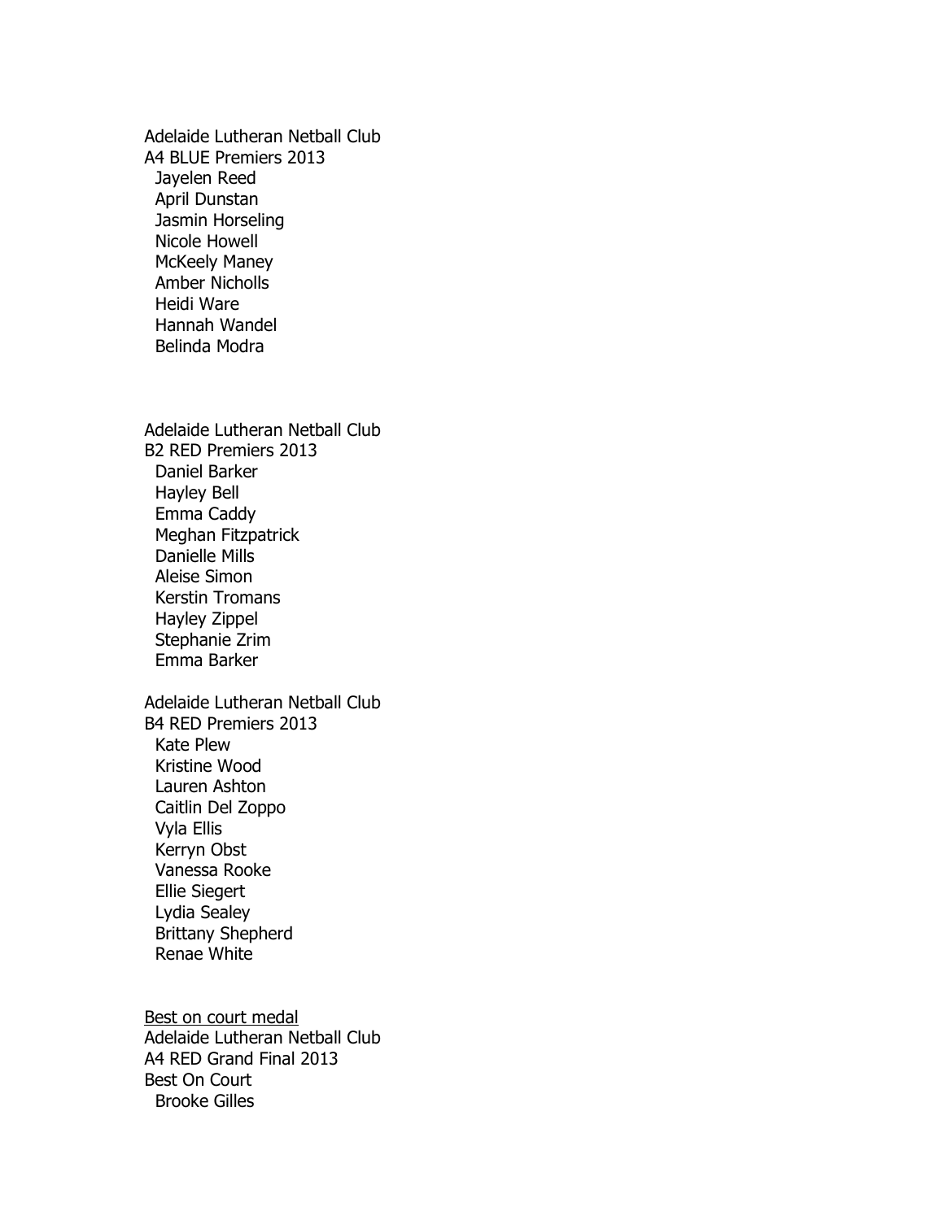Adelaide Lutheran Netball Club
A4 BLUE Premiers 2013

- Jayelen Reed
- April Dunstan
- Jasmin Horseling
- Nicole Howell
- McKeely Maney
- Amber Nicholls
- Heidi Ware
- Hannah Wandel
- Belinda Modra

Adelaide Lutheran Netball Club
B2 RED Premiers 2013

- Daniel Barker
- Hayley Bell
- Emma Caddy
- Meghan Fitzpatrick
- Danielle Mills
- Aleise Simon
- Kerstin Tromans
- Hayley Zippel
- Stephanie Zrim
- Emma Barker

Adelaide Lutheran Netball Club
B4 RED Premiers 2013

- Kate Plew
- Kristine Wood
- Lauren Ashton
- Caitlin Del Zoppo
- Vyla Ellis
- Kerryn Obst
- Vanessa Rooke
- Ellie Siegert
- Lydia Sealey
- Brittany Shepherd
- Renae White

<u>Best on court medal</u>
Adelaide Lutheran Netball Club
A4 RED Grand Final 2013
Best On Court

- Brooke Gilles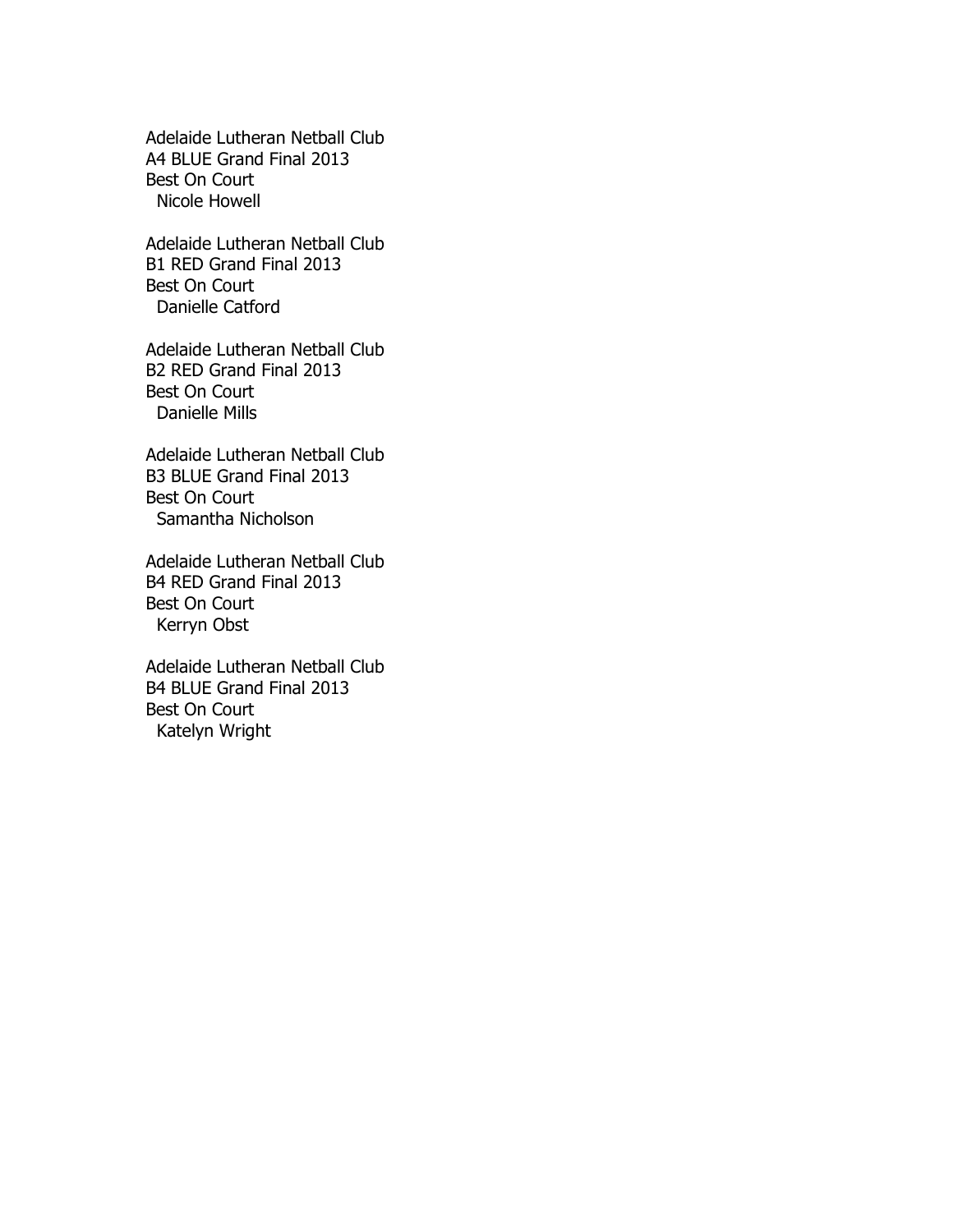Adelaide Lutheran Netball Club
A4 BLUE Grand Final 2013
Best On Court
Nicole Howell

Adelaide Lutheran Netball Club
B1 RED Grand Final 2013
Best On Court
Danielle Catford

Adelaide Lutheran Netball Club
B2 RED Grand Final 2013
Best On Court
Danielle Mills

Adelaide Lutheran Netball Club
B3 BLUE Grand Final 2013
Best On Court
Samantha Nicholson

Adelaide Lutheran Netball Club
B4 RED Grand Final 2013
Best On Court
Kerryn Obst

Adelaide Lutheran Netball Club
B4 BLUE Grand Final 2013
Best On Court
Katelyn Wright